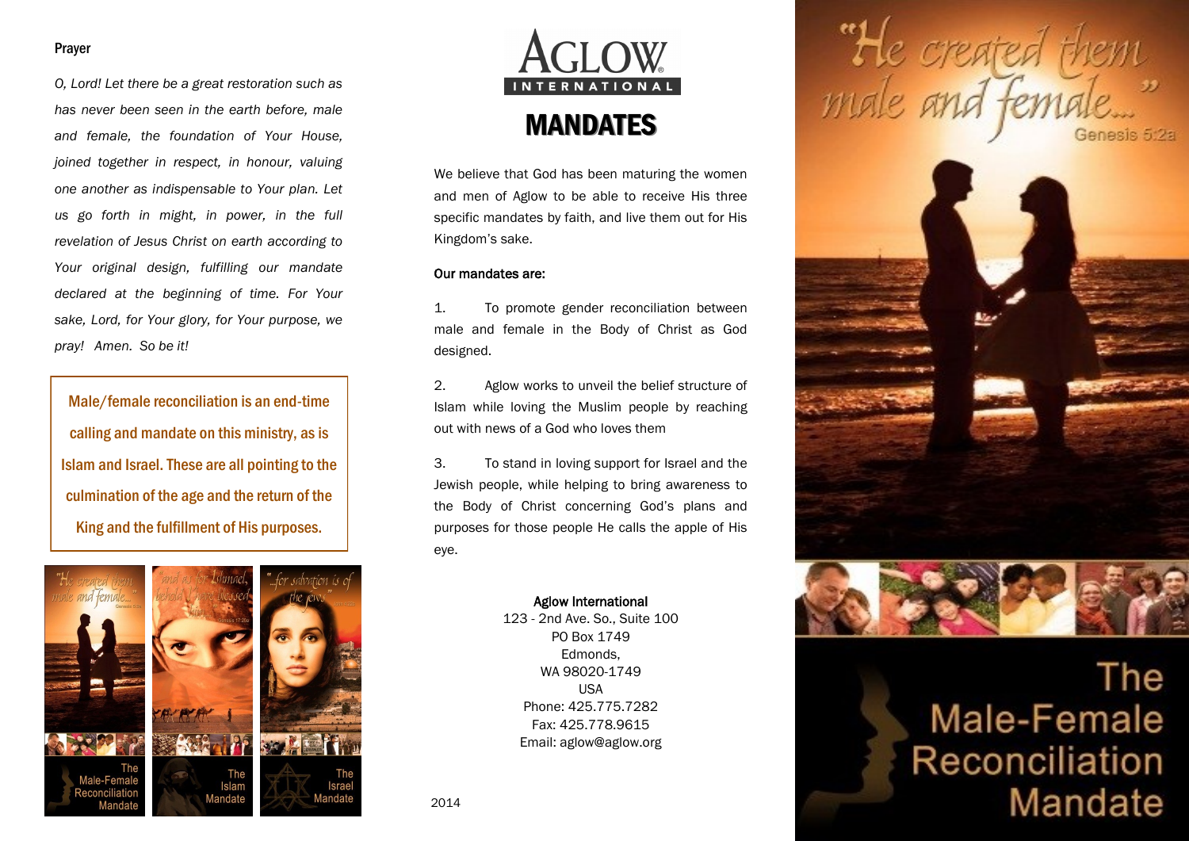## Prayer

*O, Lord! Let there be a great restoration such as has never been seen in the earth before, male and female, the foundation of Your House, joined together in respect, in honour, valuing one another as indispensable to Your plan. Let us go forth in might, in power, in the full revelation of Jesus Christ on earth according to Your original design, fulfilling our mandate declared at the beginning of time. For Your sake, Lord, for Your glory, for Your purpose, we pray! Amen. So be it!*

> Male/female reconciliation is an end-time calling and mandate on this ministry, as is Islam and Israel. These are all pointing to the culmination of the age and the return of the King and the fulfillment of His purposes.

"He created them male and female..." Genesis 5:2a — The Male-Female Reconciliation Mandate

"and as for Ishmael, behold I have blessed him..." Genesis 17:20a — The Islam Mandate

"...for salvation is of the Jews" — The Israel Mandate

AGLOW INTERNATIONAL

# MANDATES

We believe that God has been maturing the women and men of Aglow to be able to receive His three specific mandates by faith, and live them out for His Kingdom's sake.

**Our mandates are:**

1. To promote gender reconciliation between male and female in the Body of Christ as God designed.

2. Aglow works to unveil the belief structure of Islam while loving the Muslim people by reaching out with news of a God who loves them

3. To stand in loving support for Israel and the Jewish people, while helping to bring awareness to the Body of Christ concerning God's plans and purposes for those people He calls the apple of His eye.

**Aglow International**
123 - 2nd Ave. So., Suite 100
PO Box 1749
Edmonds,
WA 98020-1749
USA
Phone: 425.775.7282
Fax: 425.778.9615
Email: aglow@aglow.org

2014

"He created them male and female..."
Genesis 5:2a

# The Male-Female Reconciliation Mandate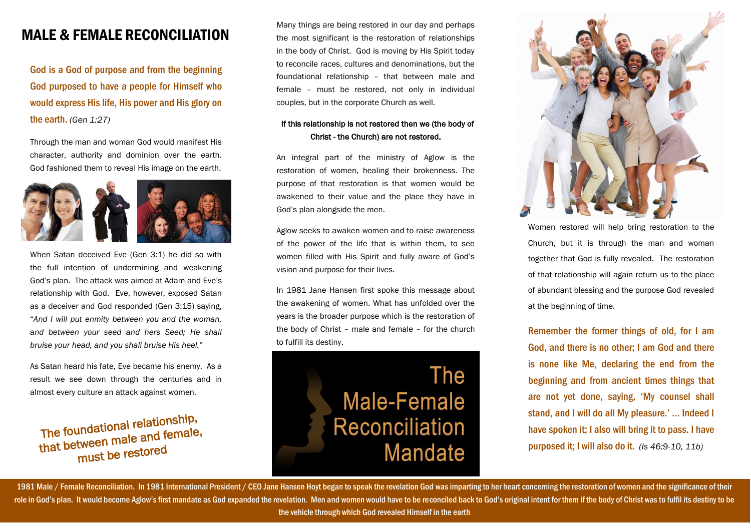# MALE & FEMALE RECONCILIATION

God is a God of purpose and from the beginning God purposed to have a people for Himself who would express His life, His power and His glory on the earth. *(Gen 1:27)*

Through the man and woman God would manifest His character, authority and dominion over the earth. God fashioned them to reveal His image on the earth.

When Satan deceived Eve (Gen 3:1) he did so with the full intention of undermining and weakening God's plan. The attack was aimed at Adam and Eve's relationship with God. Eve, however, exposed Satan as a deceiver and God responded (Gen 3:15) saying, *"And I will put enmity between you and the woman, and between your seed and hers Seed; He shall bruise your head, and you shall bruise His heel."*

As Satan heard his fate, Eve became his enemy. As a result we see down through the centuries and in almost every culture an attack against women.

The foundational relationship, that between male and female, must be restored

Many things are being restored in our day and perhaps the most significant is the restoration of relationships in the body of Christ. God is moving by His Spirit today to reconcile races, cultures and denominations, but the foundational relationship – that between male and female – must be restored, not only in individual couples, but in the corporate Church as well.

**If this relationship is not restored then we (the body of Christ - the Church) are not restored.**

An integral part of the ministry of Aglow is the restoration of women, healing their brokenness. The purpose of that restoration is that women would be awakened to their value and the place they have in God's plan alongside the men.

Aglow seeks to awaken women and to raise awareness of the power of the life that is within them, to see women filled with His Spirit and fully aware of God's vision and purpose for their lives.

In 1981 Jane Hansen first spoke this message about the awakening of women. What has unfolded over the years is the broader purpose which is the restoration of the body of Christ – male and female – for the church to fulfill its destiny.

The Male-Female Reconciliation Mandate

Women restored will help bring restoration to the Church, but it is through the man and woman together that God is fully revealed. The restoration of that relationship will again return us to the place of abundant blessing and the purpose God revealed at the beginning of time.

Remember the former things of old, for I am God, and there is no other; I am God and there is none like Me, declaring the end from the beginning and from ancient times things that are not yet done, saying, 'My counsel shall stand, and I will do all My pleasure.' … Indeed I have spoken it; I also will bring it to pass. I have purposed it; I will also do it. *(Is 46:9-10, 11b)*

1981 Male / Female Reconciliation. In 1981 International President / CEO Jane Hansen Hoyt began to speak the revelation God was imparting to her heart concerning the restoration of women and the significance of their role in God's plan. It would become Aglow's first mandate as God expanded the revelation. Men and women would have to be reconciled back to God's original intent for them if the body of Christ was to fulfil its destiny to be the vehicle through which God revealed Himself in the earth